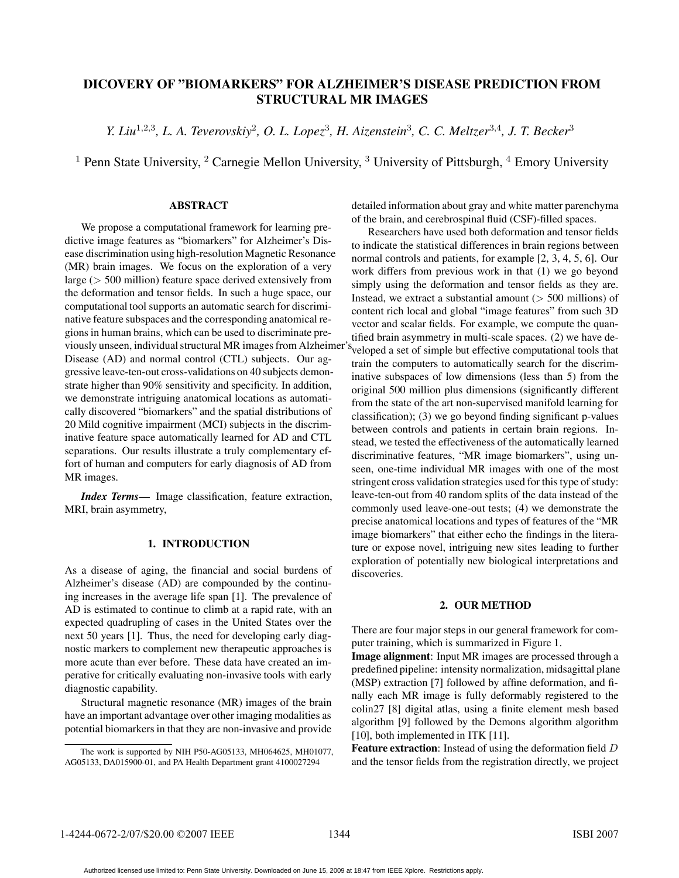# DICOVERY OF "BIOMARKERS" FOR ALZHEIMER'S DISEASE PREDICTION FROM STRUCTURAL MR IMAGES

*Y. Liu*[1,2,3]*, L. A. Teverovskiy*[2]*, O. L. Lopez*[3]*, H. Aizenstein*[3]*, C. C. Meltzer*[3,4]*, J. T. Becker*[3]

[1] Penn State University, [2] Carnegie Mellon University, [3] University of Pittsburgh, [4] Emory University

## ABSTRACT

We propose a computational framework for learning predictive image features as "biomarkers" for Alzheimer's Disease discrimination using high-resolution Magnetic Resonance (MR) brain images. We focus on the exploration of a very large ($>$ 500 million) feature space derived extensively from the deformation and tensor fields. In such a huge space, our computational tool supports an automatic search for discriminative feature subspaces and the corresponding anatomical regions in human brains, which can be used to discriminate previously unseen, individual structural MR images from Alzheimer's Disease (AD) and normal control (CTL) subjects. Our aggressive leave-ten-out cross-validations on 40 subjects demonstrate higher than 90% sensitivity and specificity. In addition, we demonstrate intriguing anatomical locations as automatically discovered "biomarkers" and the spatial distributions of 20 Mild cognitive impairment (MCI) subjects in the discriminative feature space automatically learned for AD and CTL separations. Our results illustrate a truly complementary effort of human and computers for early diagnosis of AD from MR images.

***Index Terms*—** Image classification, feature extraction, MRI, brain asymmetry,

## 1. INTRODUCTION

As a disease of aging, the financial and social burdens of Alzheimer's disease (AD) are compounded by the continuing increases in the average life span [1]. The prevalence of AD is estimated to continue to climb at a rapid rate, with an expected quadrupling of cases in the United States over the next 50 years [1]. Thus, the need for developing early diagnostic markers to complement new therapeutic approaches is more acute than ever before. These data have created an imperative for critically evaluating non-invasive tools with early diagnostic capability.

Structural magnetic resonance (MR) images of the brain have an important advantage over other imaging modalities as potential biomarkers in that they are non-invasive and provide detailed information about gray and white matter parenchyma of the brain, and cerebrospinal fluid (CSF)-filled spaces.

Researchers have used both deformation and tensor fields to indicate the statistical differences in brain regions between normal controls and patients, for example [2, 3, 4, 5, 6]. Our work differs from previous work in that (1) we go beyond simply using the deformation and tensor fields as they are. Instead, we extract a substantial amount ($>$ 500 millions) of content rich local and global "image features" from such 3D vector and scalar fields. For example, we compute the quantified brain asymmetry in multi-scale spaces. (2) we have developed a set of simple but effective computational tools that train the computers to automatically search for the discriminative subspaces of low dimensions (less than 5) from the original 500 million plus dimensions (significantly different from the state of the art non-supervised manifold learning for classification); (3) we go beyond finding significant p-values between controls and patients in certain brain regions. Instead, we tested the effectiveness of the automatically learned discriminative features, "MR image biomarkers", using unseen, one-time individual MR images with one of the most stringent cross validation strategies used for this type of study: leave-ten-out from 40 random splits of the data instead of the commonly used leave-one-out tests; (4) we demonstrate the precise anatomical locations and types of features of the "MR image biomarkers" that either echo the findings in the literature or expose novel, intriguing new sites leading to further exploration of potentially new biological interpretations and discoveries.

## 2. OUR METHOD

There are four major steps in our general framework for computer training, which is summarized in Figure 1.

**Image alignment**: Input MR images are processed through a predefined pipeline: intensity normalization, midsagittal plane (MSP) extraction [7] followed by affine deformation, and finally each MR image is fully deformably registered to the colin27 [8] digital atlas, using a finite element mesh based algorithm [9] followed by the Demons algorithm algorithm [10], both implemented in ITK [11].

**Feature extraction**: Instead of using the deformation field $D$ and the tensor fields from the registration directly, we project

The work is supported by NIH P50-AG05133, MH064625, MH01077, AG05133, DA015900-01, and PA Health Department grant 4100027294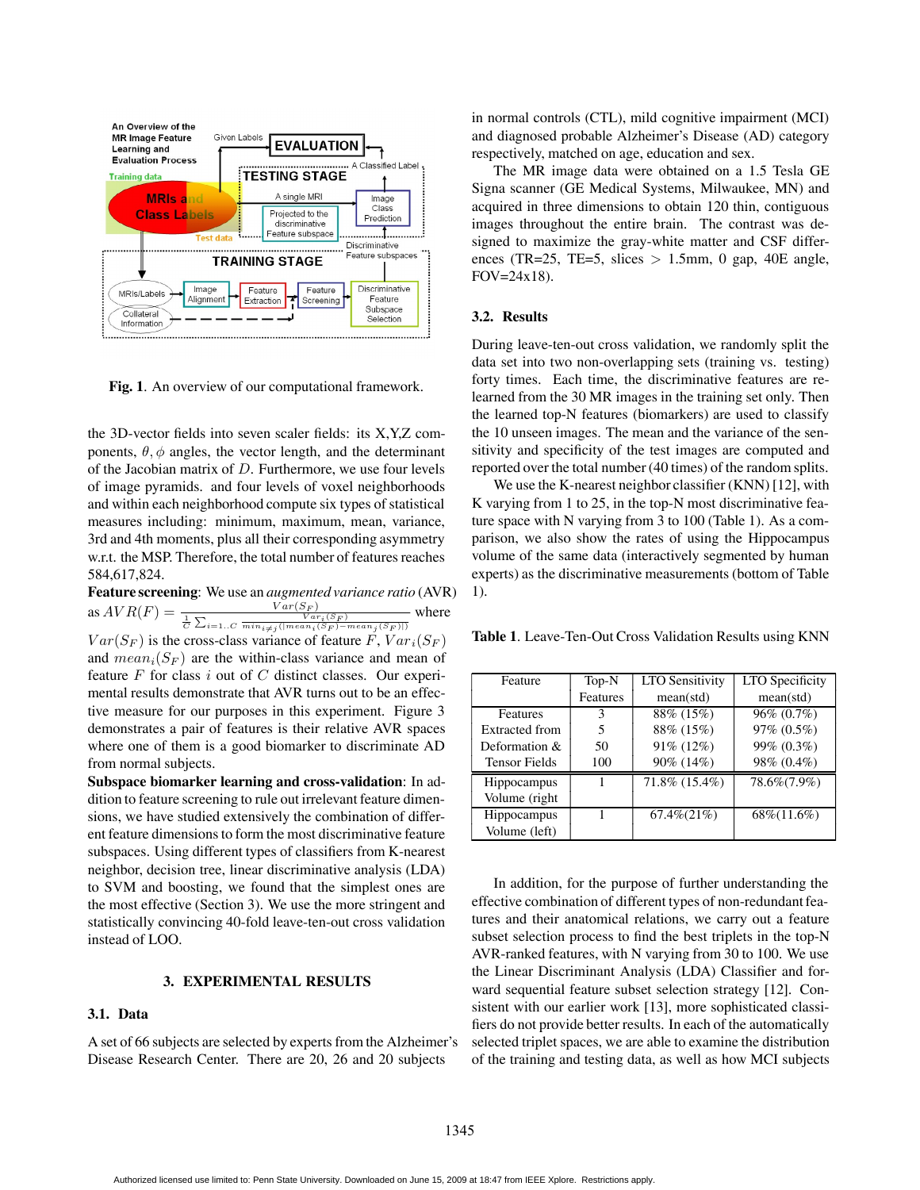Fig. 1. An overview of our computational framework.

the 3D-vector fields into seven scaler fields: its X,Y,Z components, $\theta, \phi$ angles, the vector length, and the determinant of the Jacobian matrix of $D$. Furthermore, we use four levels of image pyramids. and four levels of voxel neighborhoods and within each neighborhood compute six types of statistical measures including: minimum, maximum, mean, variance, 3rd and 4th moments, plus all their corresponding asymmetry w.r.t. the MSP. Therefore, the total number of features reaches 584,617,824.

**Feature screening**: We use an *augmented variance ratio* (AVR) as $AVR(F) = \frac{Var(S_F)}{\frac{1}{C}\sum_{i=1..C}\frac{Var_i(S_F)}{min_{i \neq j}(|mean_i(S_F) - mean_j(S_F)|)}}$ where $Var(S_F)$ is the cross-class variance of feature $F$, $Var_i(S_F)$ and $mean_i(S_F)$ are the within-class variance and mean of feature $F$ for class $i$ out of $C$ distinct classes. Our experimental results demonstrate that AVR turns out to be an effective measure for our purposes in this experiment. Figure 3 demonstrates a pair of features is their relative AVR spaces where one of them is a good biomarker to discriminate AD from normal subjects.

**Subspace biomarker learning and cross-validation**: In addition to feature screening to rule out irrelevant feature dimensions, we have studied extensively the combination of different feature dimensions to form the most discriminative feature subspaces. Using different types of classifiers from K-nearest neighbor, decision tree, linear discriminant analysis (LDA) to SVM and boosting, we found that the simplest ones are the most effective (Section 3). We use the more stringent and statistically convincing 40-fold leave-ten-out cross validation instead of LOO.

## 3. EXPERIMENTAL RESULTS

### 3.1. Data

A set of 66 subjects are selected by experts from the Alzheimer's Disease Research Center. There are 20, 26 and 20 subjects in normal controls (CTL), mild cognitive impairment (MCI) and diagnosed probable Alzheimer's Disease (AD) category respectively, matched on age, education and sex.

The MR image data were obtained on a 1.5 Tesla GE Signa scanner (GE Medical Systems, Milwaukee, MN) and acquired in three dimensions to obtain 120 thin, contiguous images throughout the entire brain. The contrast was designed to maximize the gray-white matter and CSF differences (TR=25, TE=5, slices $>$ 1.5mm, 0 gap, 40E angle, FOV=24x18).

### 3.2. Results

During leave-ten-out cross validation, we randomly split the data set into two non-overlapping sets (training vs. testing) forty times. Each time, the discriminative features are relearned from the 30 MR images in the training set only. Then the learned top-N features (biomarkers) are used to classify the 10 unseen images. The mean and the variance of the sensitivity and specificity of the test images are computed and reported over the total number (40 times) of the random splits.

We use the K-nearest neighbor classifier (KNN) [12], with K varying from 1 to 25, in the top-N most discriminative feature space with N varying from 3 to 100 (Table 1). As a comparison, we also show the rates of using the Hippocampus volume of the same data (interactively segmented by human experts) as the discriminative measurements (bottom of Table 1).

**Table 1**. Leave-Ten-Out Cross Validation Results using KNN

| Feature | Top-N Features | LTO Sensitivity mean(std) | LTO Specificity mean(std) |
|---|---|---|---|
| Features Extracted from Deformation & Tensor Fields | 3 | 88% (15%) | 96% (0.7%) |
| | 5 | 88% (15%) | 97% (0.5%) |
| | 50 | 91% (12%) | 99% (0.3%) |
| | 100 | 90% (14%) | 98% (0.4%) |
| Hippocampus Volume (right | 1 | 71.8% (15.4%) | 78.6%(7.9%) |
| Hippocampus Volume (left) | 1 | 67.4%(21%) | 68%(11.6%) |

In addition, for the purpose of further understanding the effective combination of different types of non-redundant features and their anatomical relations, we carry out a feature subset selection process to find the best triplets in the top-N AVR-ranked features, with N varying from 30 to 100. We use the Linear Discriminant Analysis (LDA) Classifier and forward sequential feature subset selection strategy [12]. Consistent with our earlier work [13], more sophisticated classifiers do not provide better results. In each of the automatically selected triplet spaces, we are able to examine the distribution of the training and testing data, as well as how MCI subjects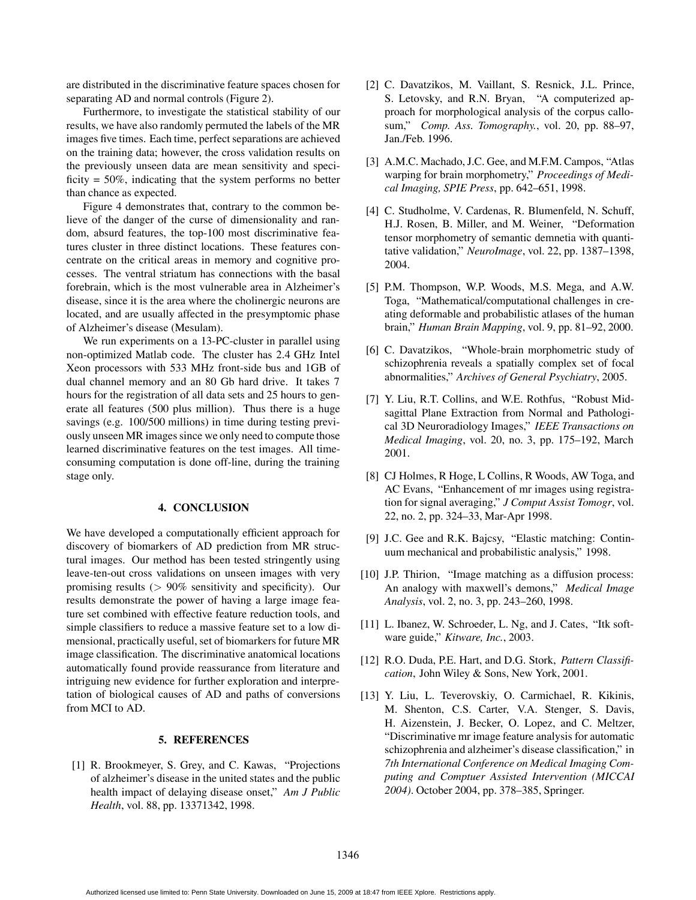are distributed in the discriminative feature spaces chosen for separating AD and normal controls (Figure 2).

Furthermore, to investigate the statistical stability of our results, we have also randomly permuted the labels of the MR images five times. Each time, perfect separations are achieved on the training data; however, the cross validation results on the previously unseen data are mean sensitivity and specificity = 50%, indicating that the system performs no better than chance as expected.

Figure 4 demonstrates that, contrary to the common believe of the danger of the curse of dimensionality and random, absurd features, the top-100 most discriminative features cluster in three distinct locations. These features concentrate on the critical areas in memory and cognitive processes. The ventral striatum has connections with the basal forebrain, which is the most vulnerable area in Alzheimer's disease, since it is the area where the cholinergic neurons are located, and are usually affected in the presymptomic phase of Alzheimer's disease (Mesulam).

We run experiments on a 13-PC-cluster in parallel using non-optimized Matlab code. The cluster has 2.4 GHz Intel Xeon processors with 533 MHz front-side bus and 1GB of dual channel memory and an 80 Gb hard drive. It takes 7 hours for the registration of all data sets and 25 hours to generate all features (500 plus million). Thus there is a huge savings (e.g. 100/500 millions) in time during testing previously unseen MR images since we only need to compute those learned discriminative features on the test images. All time-consuming computation is done off-line, during the training stage only.

## 4. CONCLUSION

We have developed a computationally efficient approach for discovery of biomarkers of AD prediction from MR structural images. Our method has been tested stringently using leave-ten-out cross validations on unseen images with very promising results ($>$ 90% sensitivity and specificity). Our results demonstrate the power of having a large image feature set combined with effective feature reduction tools, and simple classifiers to reduce a massive feature set to a low dimensional, practically useful, set of biomarkers for future MR image classification. The discriminative anatomical locations automatically found provide reassurance from literature and intriguing new evidence for further exploration and interpretation of biological causes of AD and paths of conversions from MCI to AD.

## 5. REFERENCES

[1] R. Brookmeyer, S. Grey, and C. Kawas, "Projections of alzheimer's disease in the united states and the public health impact of delaying disease onset," *Am J Public Health*, vol. 88, pp. 13371342, 1998.

[2] C. Davatzikos, M. Vaillant, S. Resnick, J.L. Prince, S. Letovsky, and R.N. Bryan, "A computerized approach for morphological analysis of the corpus callosum," *Comp. Ass. Tomography.*, vol. 20, pp. 88–97, Jan./Feb. 1996.

[3] A.M.C. Machado, J.C. Gee, and M.F.M. Campos, "Atlas warping for brain morphometry," *Proceedings of Medical Imaging, SPIE Press*, pp. 642–651, 1998.

[4] C. Studholme, V. Cardenas, R. Blumenfeld, N. Schuff, H.J. Rosen, B. Miller, and M. Weiner, "Deformation tensor morphometry of semantic demnetia with quantitative validation," *NeuroImage*, vol. 22, pp. 1387–1398, 2004.

[5] P.M. Thompson, W.P. Woods, M.S. Mega, and A.W. Toga, "Mathematical/computational challenges in creating deformable and probabilistic atlases of the human brain," *Human Brain Mapping*, vol. 9, pp. 81–92, 2000.

[6] C. Davatzikos, "Whole-brain morphometric study of schizophrenia reveals a spatially complex set of focal abnormalities," *Archives of General Psychiatry*, 2005.

[7] Y. Liu, R.T. Collins, and W.E. Rothfus, "Robust Midsagittal Plane Extraction from Normal and Pathological 3D Neuroradiology Images," *IEEE Transactions on Medical Imaging*, vol. 20, no. 3, pp. 175–192, March 2001.

[8] CJ Holmes, R Hoge, L Collins, R Woods, AW Toga, and AC Evans, "Enhancement of mr images using registration for signal averaging," *J Comput Assist Tomogr*, vol. 22, no. 2, pp. 324–33, Mar-Apr 1998.

[9] J.C. Gee and R.K. Bajcsy, "Elastic matching: Continuum mechanical and probabilistic analysis," 1998.

[10] J.P. Thirion, "Image matching as a diffusion process: An analogy with maxwell's demons," *Medical Image Analysis*, vol. 2, no. 3, pp. 243–260, 1998.

[11] L. Ibanez, W. Schroeder, L. Ng, and J. Cates, "Itk software guide," *Kitware, Inc.*, 2003.

[12] R.O. Duda, P.E. Hart, and D.G. Stork, *Pattern Classification*, John Wiley & Sons, New York, 2001.

[13] Y. Liu, L. Teverovskiy, O. Carmichael, R. Kikinis, M. Shenton, C.S. Carter, V.A. Stenger, S. Davis, H. Aizenstein, J. Becker, O. Lopez, and C. Meltzer, "Discriminative mr image feature analysis for automatic schizophrenia and alzheimer's disease classification," in *7th International Conference on Medical Imaging Computing and Comptuer Assisted Intervention (MICCAI 2004)*. October 2004, pp. 378–385, Springer.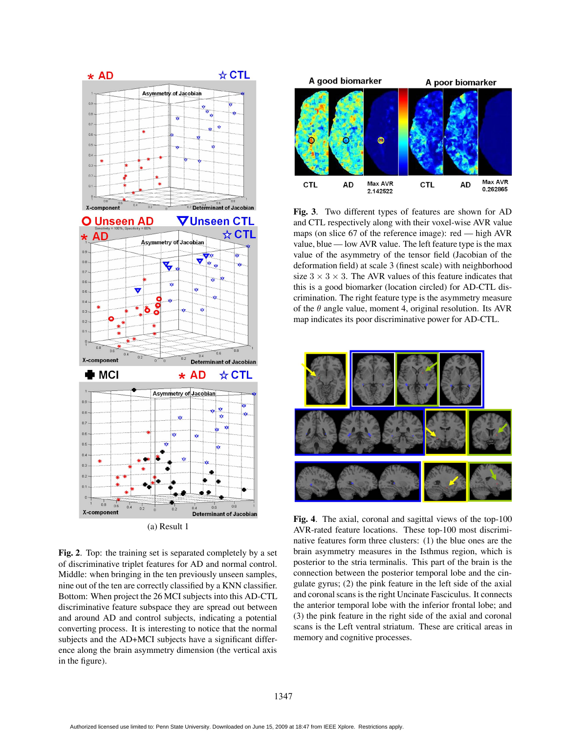* AD ☆ CTL

Asymmetry of Jacobian

X-component

Determinant of Jacobian

O Unseen AD ▽ Unseen CTL

Sensitivity = 100%, Specificity = 80%

* AD ☆ CTL

Asymmetry of Jacobian

X-component

Determinant of Jacobian

MCI * AD ☆ CTL

Asymmetry of Jacobian

X-component

Determinant of Jacobian

(a) Result 1

**Fig. 2**. Top: the training set is separated completely by a set of discriminative triplet features for AD and normal control. Middle: when bringing in the ten previously unseen samples, nine out of the ten are correctly classified by a KNN classifier. Bottom: When project the 26 MCI subjects into this AD-CTL discriminative feature subspace they are spread out between and around AD and control subjects, indicating a potential converting process. It is interesting to notice that the normal subjects and the AD+MCI subjects have a significant difference along the brain asymmetry dimension (the vertical axis in the figure).

A good biomarker A poor biomarker

CTL AD Max AVR 2.142522 CTL AD Max AVR 0.262865

**Fig. 3**. Two different types of features are shown for AD and CTL respectively along with their voxel-wise AVR value maps (on slice 67 of the reference image): red — high AVR value, blue — low AVR value. The left feature type is the max value of the asymmetry of the tensor field (Jacobian of the deformation field) at scale 3 (finest scale) with neighborhood size $3 \times 3 \times 3$. The AVR values of this feature indicates that this is a good biomarker (location circled) for AD-CTL discrimination. The right feature type is the asymmetry measure of the $\theta$ angle value, moment 4, original resolution. Its AVR map indicates its poor discriminative power for AD-CTL.

**Fig. 4**. The axial, coronal and sagittal views of the top-100 AVR-rated feature locations. These top-100 most discriminative features form three clusters: (1) the blue ones are the brain asymmetry measures in the Isthmus region, which is posterior to the stria terminalis. This part of the brain is the connection between the posterior temporal lobe and the cingulate gyrus; (2) the pink feature in the left side of the axial and coronal scans is the right Uncinate Fasciculus. It connects the anterior temporal lobe with the inferior frontal lobe; and (3) the pink feature in the right side of the axial and coronal scans is the Left ventral striatum. These are critical areas in memory and cognitive processes.